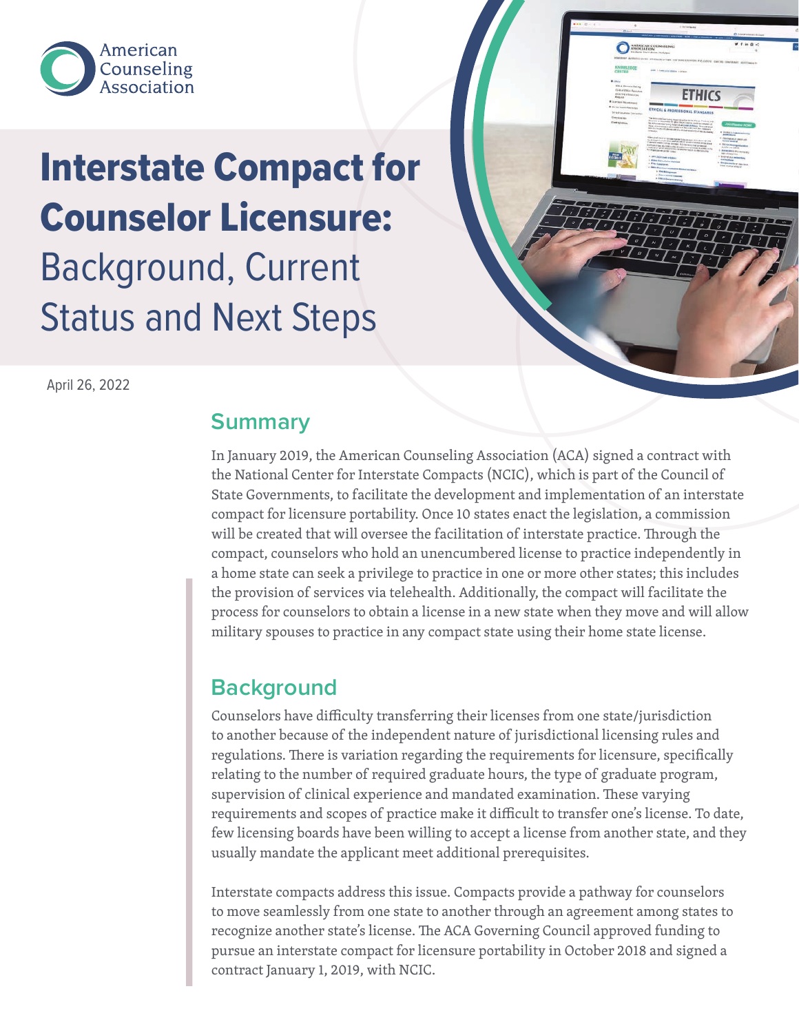American Counseling Association

# Interstate Compact for Counselor Licensure: Background, Current Status and Next Steps

April 26, 2022

## Summary

In January 2019, the American Counseling Association (ACA) signed a contract with the National Center for Interstate Compacts (NCIC), which is part of the Council of State Governments, to facilitate the development and implementation of an interstate compact for licensure portability. Once 10 states enact the legislation, a commission will be created that will oversee the facilitation of interstate practice. Through the compact, counselors who hold an unencumbered license to practice independently in a home state can seek a privilege to practice in one or more other states; this includes the provision of services via telehealth. Additionally, the compact will facilitate the process for counselors to obtain a license in a new state when they move and will allow military spouses to practice in any compact state using their home state license.

## Background

Counselors have difficulty transferring their licenses from one state/jurisdiction to another because of the independent nature of jurisdictional licensing rules and regulations. There is variation regarding the requirements for licensure, specifically relating to the number of required graduate hours, the type of graduate program, supervision of clinical experience and mandated examination. These varying requirements and scopes of practice make it difficult to transfer one's license. To date, few licensing boards have been willing to accept a license from another state, and they usually mandate the applicant meet additional prerequisites.

Interstate compacts address this issue. Compacts provide a pathway for counselors to move seamlessly from one state to another through an agreement among states to recognize another state's license. The ACA Governing Council approved funding to pursue an interstate compact for licensure portability in October 2018 and signed a contract January 1, 2019, with NCIC.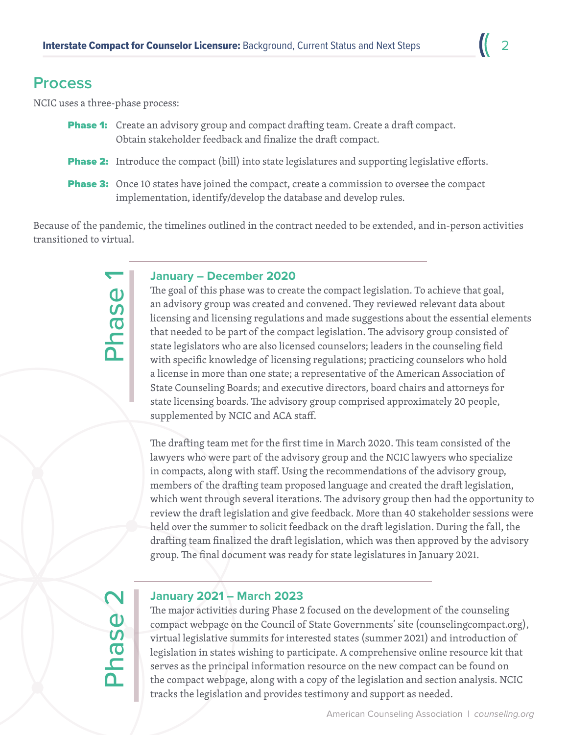## Process

NCIC uses a three-phase process:

**Phase 1:** Create an advisory group and compact drafting team. Create a draft compact. Obtain stakeholder feedback and finalize the draft compact.

**Phase 2:** Introduce the compact (bill) into state legislatures and supporting legislative efforts.

**Phase 3:** Once 10 states have joined the compact, create a commission to oversee the compact implementation, identify/develop the database and develop rules.

Because of the pandemic, the timelines outlined in the contract needed to be extended, and in-person activities transitioned to virtual.

### Phase 1

#### January – December 2020

The goal of this phase was to create the compact legislation. To achieve that goal, an advisory group was created and convened. They reviewed relevant data about licensing and licensing regulations and made suggestions about the essential elements that needed to be part of the compact legislation. The advisory group consisted of state legislators who are also licensed counselors; leaders in the counseling field with specific knowledge of licensing regulations; practicing counselors who hold a license in more than one state; a representative of the American Association of State Counseling Boards; and executive directors, board chairs and attorneys for state licensing boards. The advisory group comprised approximately 20 people, supplemented by NCIC and ACA staff.

The drafting team met for the first time in March 2020. This team consisted of the lawyers who were part of the advisory group and the NCIC lawyers who specialize in compacts, along with staff. Using the recommendations of the advisory group, members of the drafting team proposed language and created the draft legislation, which went through several iterations. The advisory group then had the opportunity to review the draft legislation and give feedback. More than 40 stakeholder sessions were held over the summer to solicit feedback on the draft legislation. During the fall, the drafting team finalized the draft legislation, which was then approved by the advisory group. The final document was ready for state legislatures in January 2021.

### Phase 2

#### January 2021 – March 2023

The major activities during Phase 2 focused on the development of the counseling compact webpage on the Council of State Governments' site (counselingcompact.org), virtual legislative summits for interested states (summer 2021) and introduction of legislation in states wishing to participate. A comprehensive online resource kit that serves as the principal information resource on the new compact can be found on the compact webpage, along with a copy of the legislation and section analysis. NCIC tracks the legislation and provides testimony and support as needed.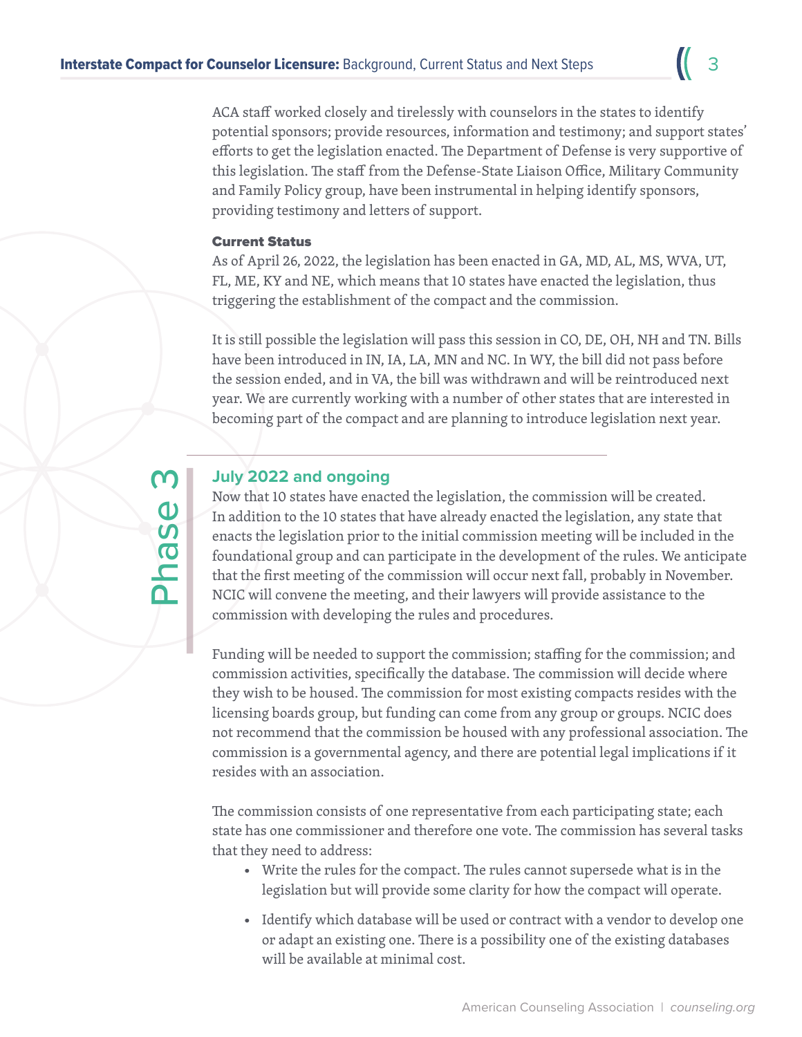ACA staff worked closely and tirelessly with counselors in the states to identify potential sponsors; provide resources, information and testimony; and support states' efforts to get the legislation enacted. The Department of Defense is very supportive of this legislation. The staff from the Defense-State Liaison Office, Military Community and Family Policy group, have been instrumental in helping identify sponsors, providing testimony and letters of support.

#### Current Status

As of April 26, 2022, the legislation has been enacted in GA, MD, AL, MS, WVA, UT, FL, ME, KY and NE, which means that 10 states have enacted the legislation, thus triggering the establishment of the compact and the commission.

It is still possible the legislation will pass this session in CO, DE, OH, NH and TN. Bills have been introduced in IN, IA, LA, MN and NC. In WY, the bill did not pass before the session ended, and in VA, the bill was withdrawn and will be reintroduced next year. We are currently working with a number of other states that are interested in becoming part of the compact and are planning to introduce legislation next year.

## Phase 3

### July 2022 and ongoing

Now that 10 states have enacted the legislation, the commission will be created. In addition to the 10 states that have already enacted the legislation, any state that enacts the legislation prior to the initial commission meeting will be included in the foundational group and can participate in the development of the rules. We anticipate that the first meeting of the commission will occur next fall, probably in November. NCIC will convene the meeting, and their lawyers will provide assistance to the commission with developing the rules and procedures.

Funding will be needed to support the commission; staffing for the commission; and commission activities, specifically the database. The commission will decide where they wish to be housed. The commission for most existing compacts resides with the licensing boards group, but funding can come from any group or groups. NCIC does not recommend that the commission be housed with any professional association. The commission is a governmental agency, and there are potential legal implications if it resides with an association.

The commission consists of one representative from each participating state; each state has one commissioner and therefore one vote. The commission has several tasks that they need to address:

- Write the rules for the compact. The rules cannot supersede what is in the legislation but will provide some clarity for how the compact will operate.
- Identify which database will be used or contract with a vendor to develop one or adapt an existing one. There is a possibility one of the existing databases will be available at minimal cost.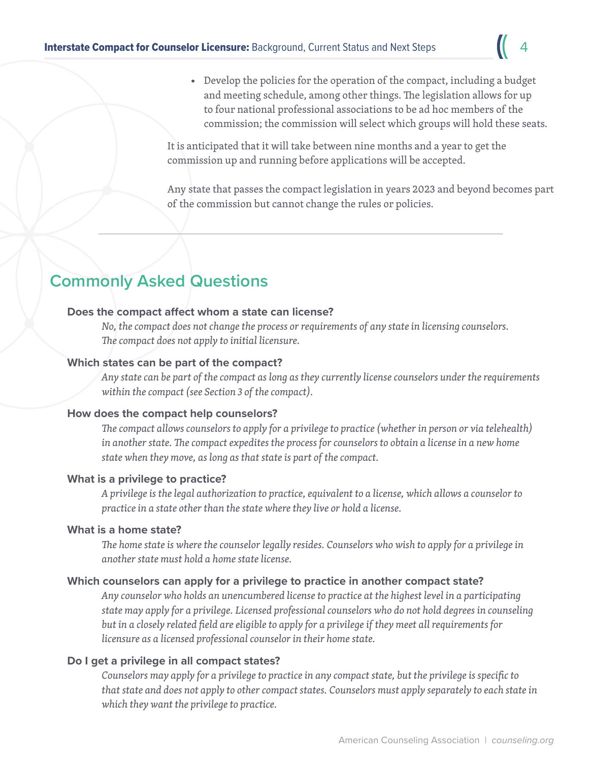- Develop the policies for the operation of the compact, including a budget and meeting schedule, among other things. The legislation allows for up to four national professional associations to be ad hoc members of the commission; the commission will select which groups will hold these seats.

It is anticipated that it will take between nine months and a year to get the commission up and running before applications will be accepted.

Any state that passes the compact legislation in years 2023 and beyond becomes part of the commission but cannot change the rules or policies.

---

## Commonly Asked Questions

**Does the compact affect whom a state can license?**

*No, the compact does not change the process or requirements of any state in licensing counselors. The compact does not apply to initial licensure.*

**Which states can be part of the compact?**

*Any state can be part of the compact as long as they currently license counselors under the requirements within the compact (see Section 3 of the compact).*

**How does the compact help counselors?**

*The compact allows counselors to apply for a privilege to practice (whether in person or via telehealth) in another state. The compact expedites the process for counselors to obtain a license in a new home state when they move, as long as that state is part of the compact.*

**What is a privilege to practice?**

*A privilege is the legal authorization to practice, equivalent to a license, which allows a counselor to practice in a state other than the state where they live or hold a license.*

**What is a home state?**

*The home state is where the counselor legally resides. Counselors who wish to apply for a privilege in another state must hold a home state license.*

**Which counselors can apply for a privilege to practice in another compact state?**

*Any counselor who holds an unencumbered license to practice at the highest level in a participating state may apply for a privilege. Licensed professional counselors who do not hold degrees in counseling but in a closely related field are eligible to apply for a privilege if they meet all requirements for licensure as a licensed professional counselor in their home state.*

**Do I get a privilege in all compact states?**

*Counselors may apply for a privilege to practice in any compact state, but the privilege is specific to that state and does not apply to other compact states. Counselors must apply separately to each state in which they want the privilege to practice.*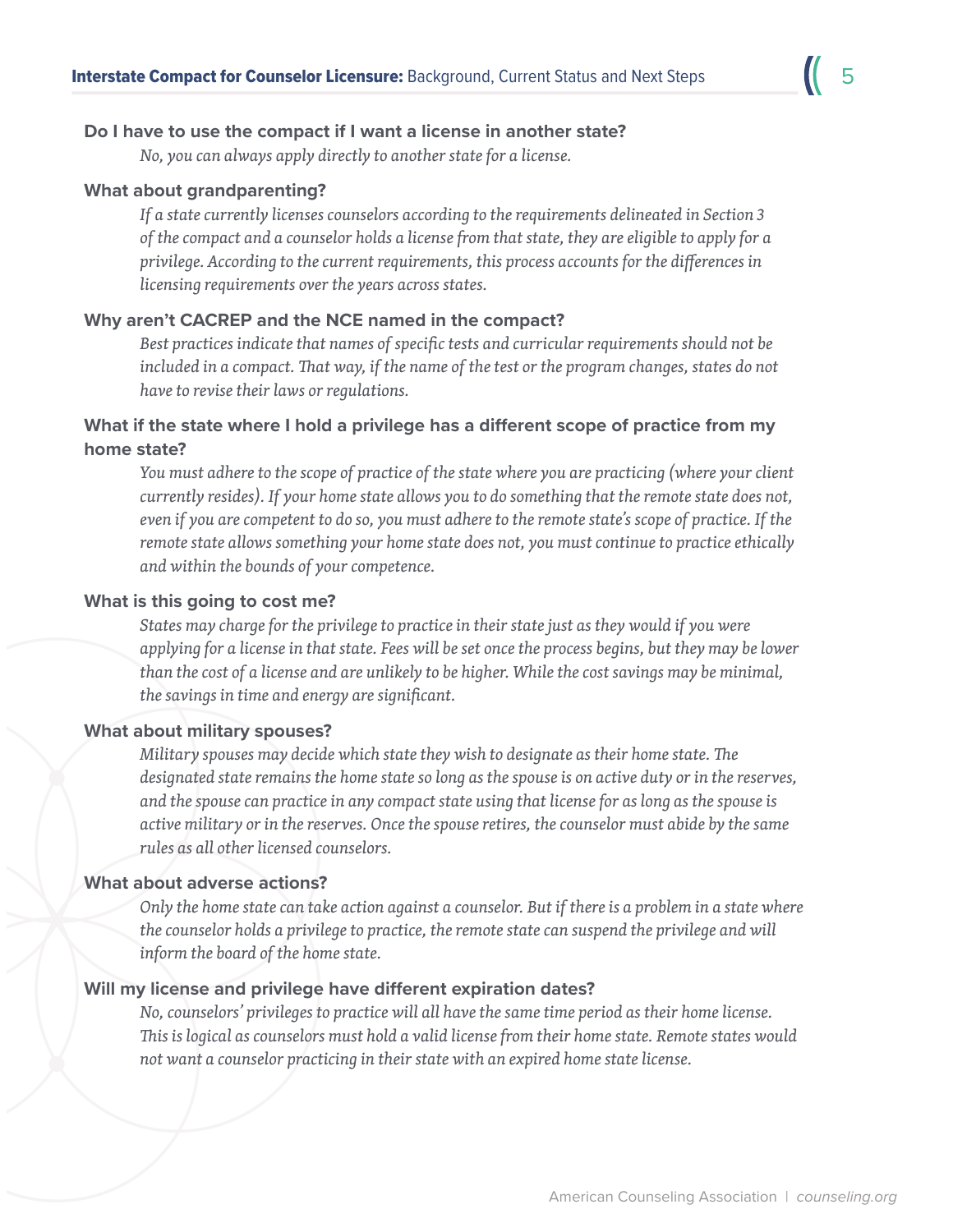**Do I have to use the compact if I want a license in another state?**

*No, you can always apply directly to another state for a license.*

**What about grandparenting?**

*If a state currently licenses counselors according to the requirements delineated in Section 3 of the compact and a counselor holds a license from that state, they are eligible to apply for a privilege. According to the current requirements, this process accounts for the differences in licensing requirements over the years across states.*

**Why aren't CACREP and the NCE named in the compact?**

*Best practices indicate that names of specific tests and curricular requirements should not be included in a compact. That way, if the name of the test or the program changes, states do not have to revise their laws or regulations.*

**What if the state where I hold a privilege has a different scope of practice from my home state?**

*You must adhere to the scope of practice of the state where you are practicing (where your client currently resides). If your home state allows you to do something that the remote state does not, even if you are competent to do so, you must adhere to the remote state's scope of practice. If the remote state allows something your home state does not, you must continue to practice ethically and within the bounds of your competence.*

**What is this going to cost me?**

*States may charge for the privilege to practice in their state just as they would if you were applying for a license in that state. Fees will be set once the process begins, but they may be lower than the cost of a license and are unlikely to be higher. While the cost savings may be minimal, the savings in time and energy are significant.*

**What about military spouses?**

*Military spouses may decide which state they wish to designate as their home state. The designated state remains the home state so long as the spouse is on active duty or in the reserves, and the spouse can practice in any compact state using that license for as long as the spouse is active military or in the reserves. Once the spouse retires, the counselor must abide by the same rules as all other licensed counselors.*

**What about adverse actions?**

*Only the home state can take action against a counselor. But if there is a problem in a state where the counselor holds a privilege to practice, the remote state can suspend the privilege and will inform the board of the home state.*

**Will my license and privilege have different expiration dates?**

*No, counselors' privileges to practice will all have the same time period as their home license. This is logical as counselors must hold a valid license from their home state. Remote states would not want a counselor practicing in their state with an expired home state license.*